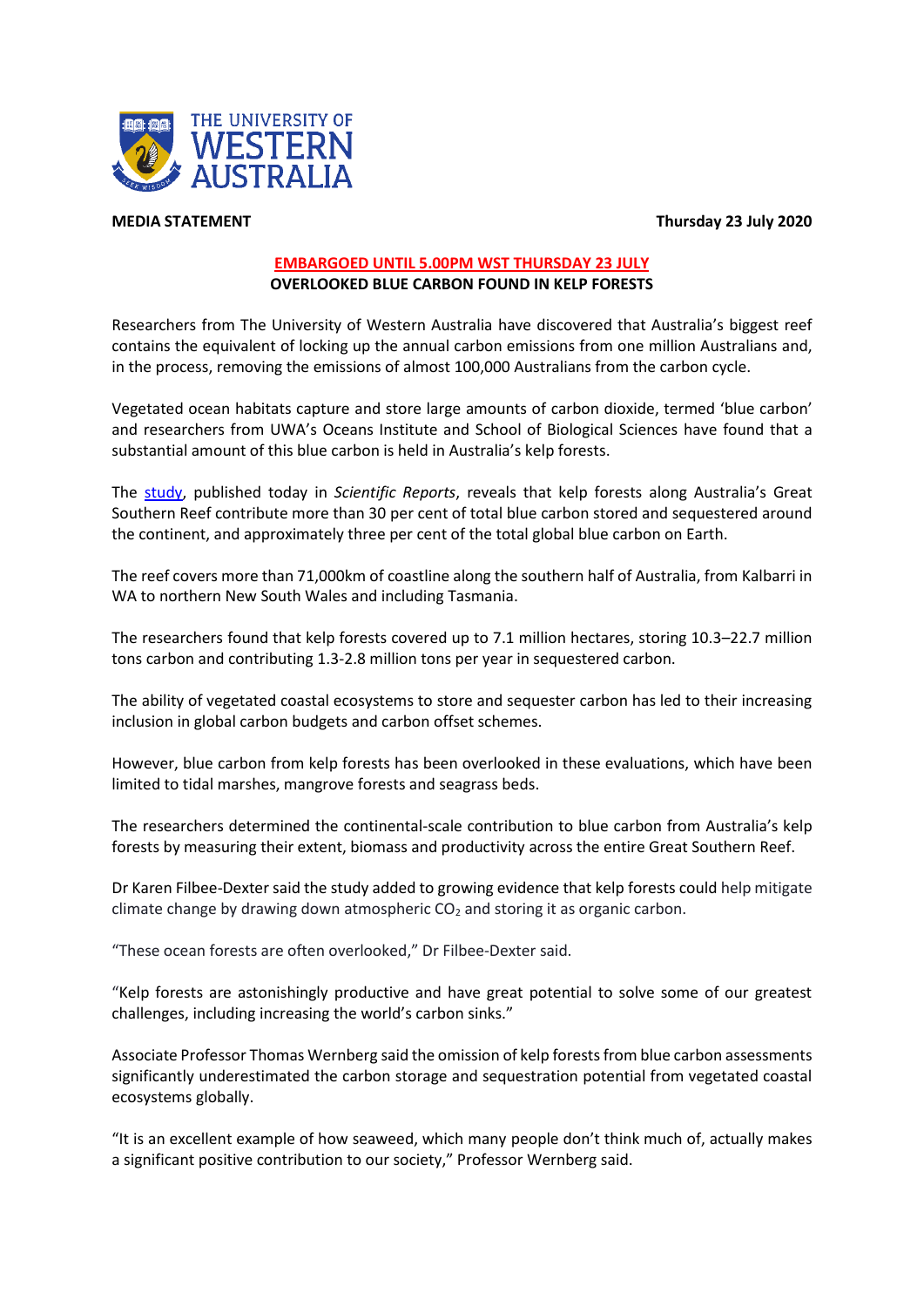THE UNIVERSITY OF WESTERN AUSTRALIA

**MEDIA STATEMENT** **Thursday 23 July 2020**

**EMBARGOED UNTIL 5.00PM WST THURSDAY 23 JULY**

# OVERLOOKED BLUE CARBON FOUND IN KELP FORESTS

Researchers from The University of Western Australia have discovered that Australia's biggest reef contains the equivalent of locking up the annual carbon emissions from one million Australians and, in the process, removing the emissions of almost 100,000 Australians from the carbon cycle.

Vegetated ocean habitats capture and store large amounts of carbon dioxide, termed 'blue carbon' and researchers from UWA's Oceans Institute and School of Biological Sciences have found that a substantial amount of this blue carbon is held in Australia's kelp forests.

The study, published today in *Scientific Reports*, reveals that kelp forests along Australia's Great Southern Reef contribute more than 30 per cent of total blue carbon stored and sequestered around the continent, and approximately three per cent of the total global blue carbon on Earth.

The reef covers more than 71,000km of coastline along the southern half of Australia, from Kalbarri in WA to northern New South Wales and including Tasmania.

The researchers found that kelp forests covered up to 7.1 million hectares, storing 10.3–22.7 million tons carbon and contributing 1.3-2.8 million tons per year in sequestered carbon.

The ability of vegetated coastal ecosystems to store and sequester carbon has led to their increasing inclusion in global carbon budgets and carbon offset schemes.

However, blue carbon from kelp forests has been overlooked in these evaluations, which have been limited to tidal marshes, mangrove forests and seagrass beds.

The researchers determined the continental-scale contribution to blue carbon from Australia's kelp forests by measuring their extent, biomass and productivity across the entire Great Southern Reef.

Dr Karen Filbee-Dexter said the study added to growing evidence that kelp forests could help mitigate climate change by drawing down atmospheric $CO_2$ and storing it as organic carbon.

"These ocean forests are often overlooked," Dr Filbee-Dexter said.

"Kelp forests are astonishingly productive and have great potential to solve some of our greatest challenges, including increasing the world's carbon sinks."

Associate Professor Thomas Wernberg said the omission of kelp forests from blue carbon assessments significantly underestimated the carbon storage and sequestration potential from vegetated coastal ecosystems globally.

"It is an excellent example of how seaweed, which many people don't think much of, actually makes a significant positive contribution to our society," Professor Wernberg said.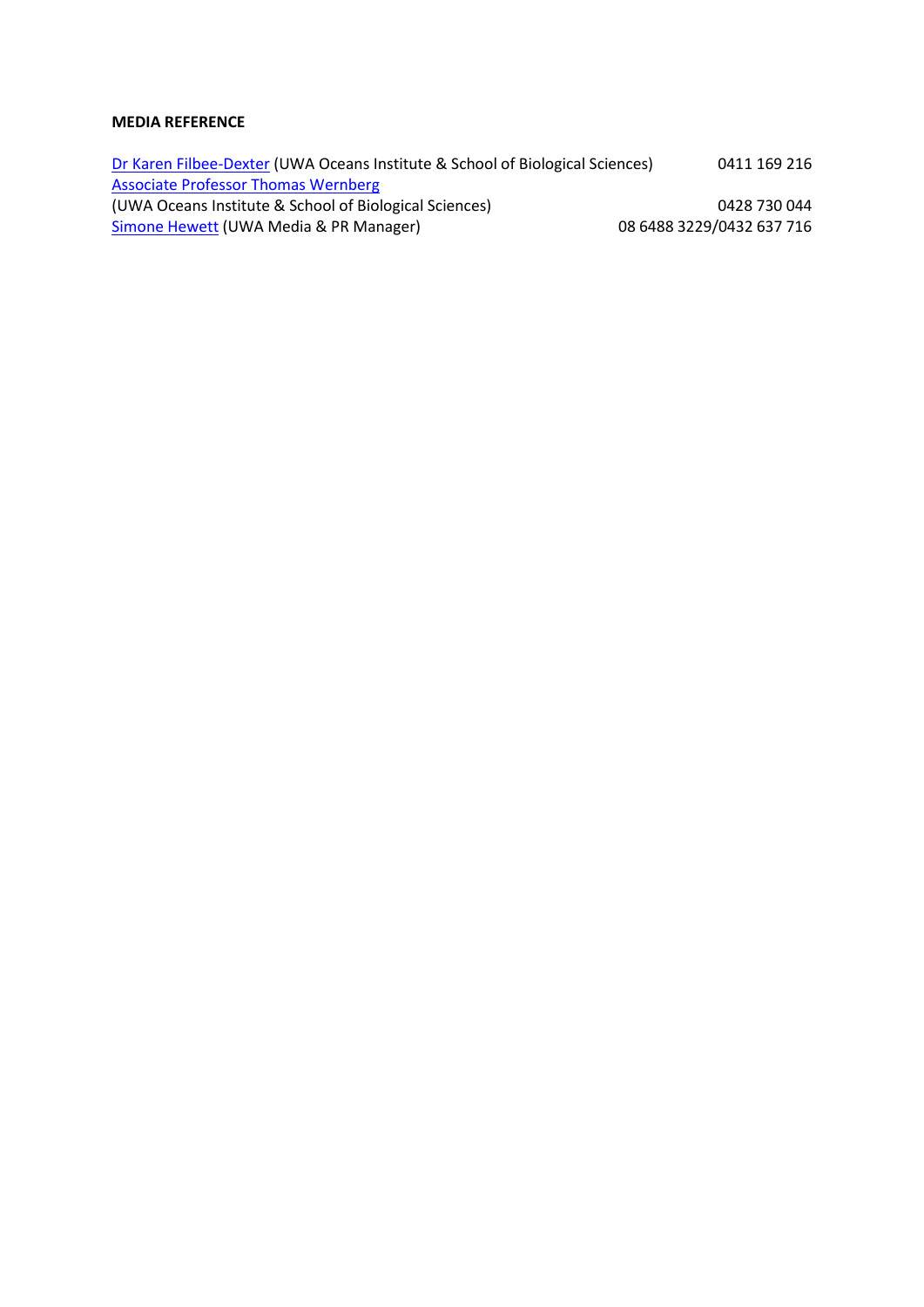**MEDIA REFERENCE**

Dr Karen Filbee-Dexter (UWA Oceans Institute & School of Biological Sciences) 0411 169 216
Associate Professor Thomas Wernberg
(UWA Oceans Institute & School of Biological Sciences) 0428 730 044
Simone Hewett (UWA Media & PR Manager) 08 6488 3229/0432 637 716